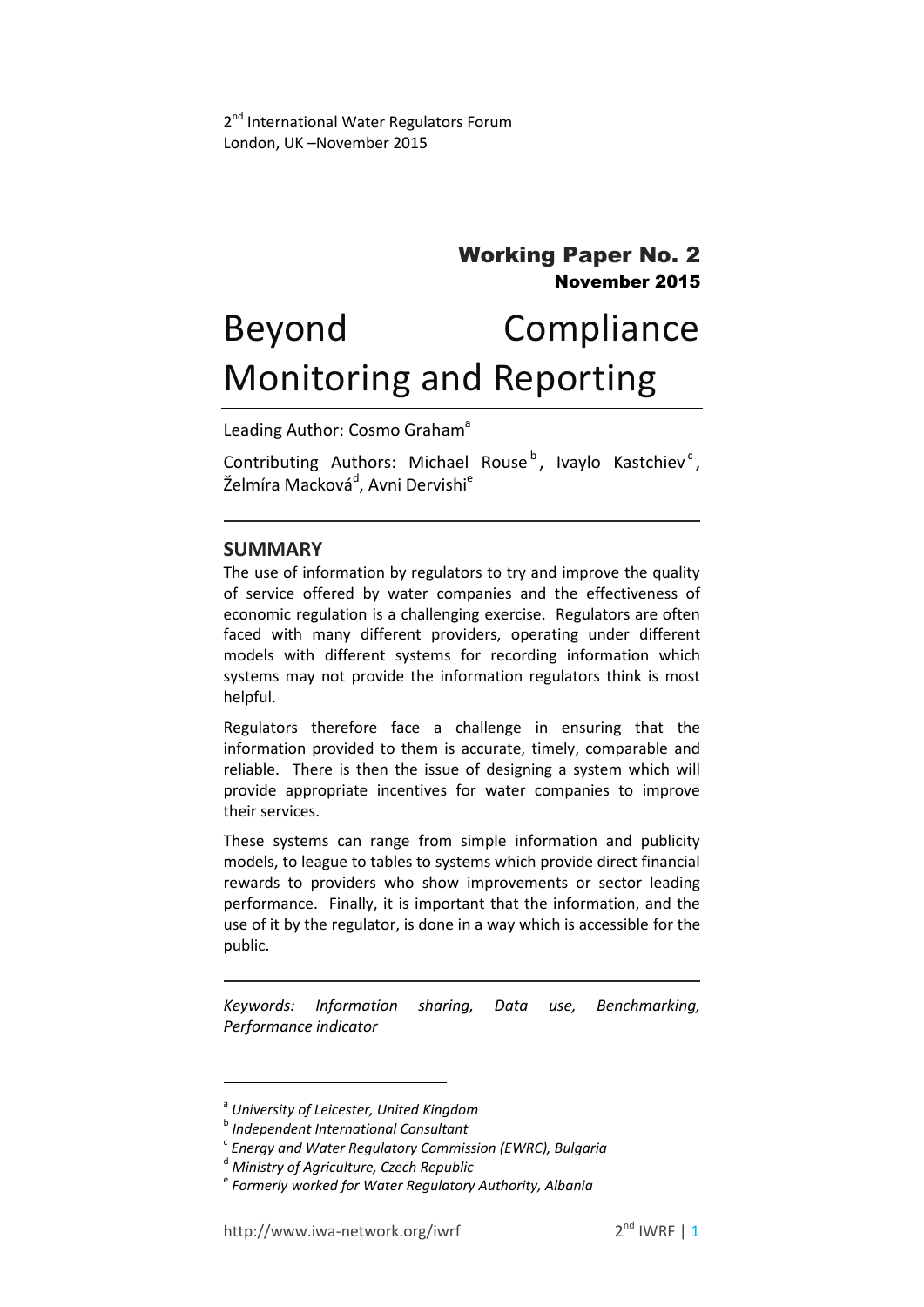2nd International Water Regulators Forum
London, UK –November 2015

## Working Paper No. 2
### November 2015

# Beyond Compliance Monitoring and Reporting

Leading Author: Cosmo Graham[a]

Contributing Authors: Michael Rouse[b], Ivaylo Kastchiev[c], Želmíra Macková[d], Avni Dervishi[e]

## SUMMARY

The use of information by regulators to try and improve the quality of service offered by water companies and the effectiveness of economic regulation is a challenging exercise. Regulators are often faced with many different providers, operating under different models with different systems for recording information which systems may not provide the information regulators think is most helpful.

Regulators therefore face a challenge in ensuring that the information provided to them is accurate, timely, comparable and reliable. There is then the issue of designing a system which will provide appropriate incentives for water companies to improve their services.

These systems can range from simple information and publicity models, to league to tables to systems which provide direct financial rewards to providers who show improvements or sector leading performance. Finally, it is important that the information, and the use of it by the regulator, is done in a way which is accessible for the public.

*Keywords: Information sharing, Data use, Benchmarking, Performance indicator*

[a] *University of Leicester, United Kingdom*
[b] *Independent International Consultant*
[c] *Energy and Water Regulatory Commission (EWRC), Bulgaria*
[d] *Ministry of Agriculture, Czech Republic*
[e] *Formerly worked for Water Regulatory Authority, Albania*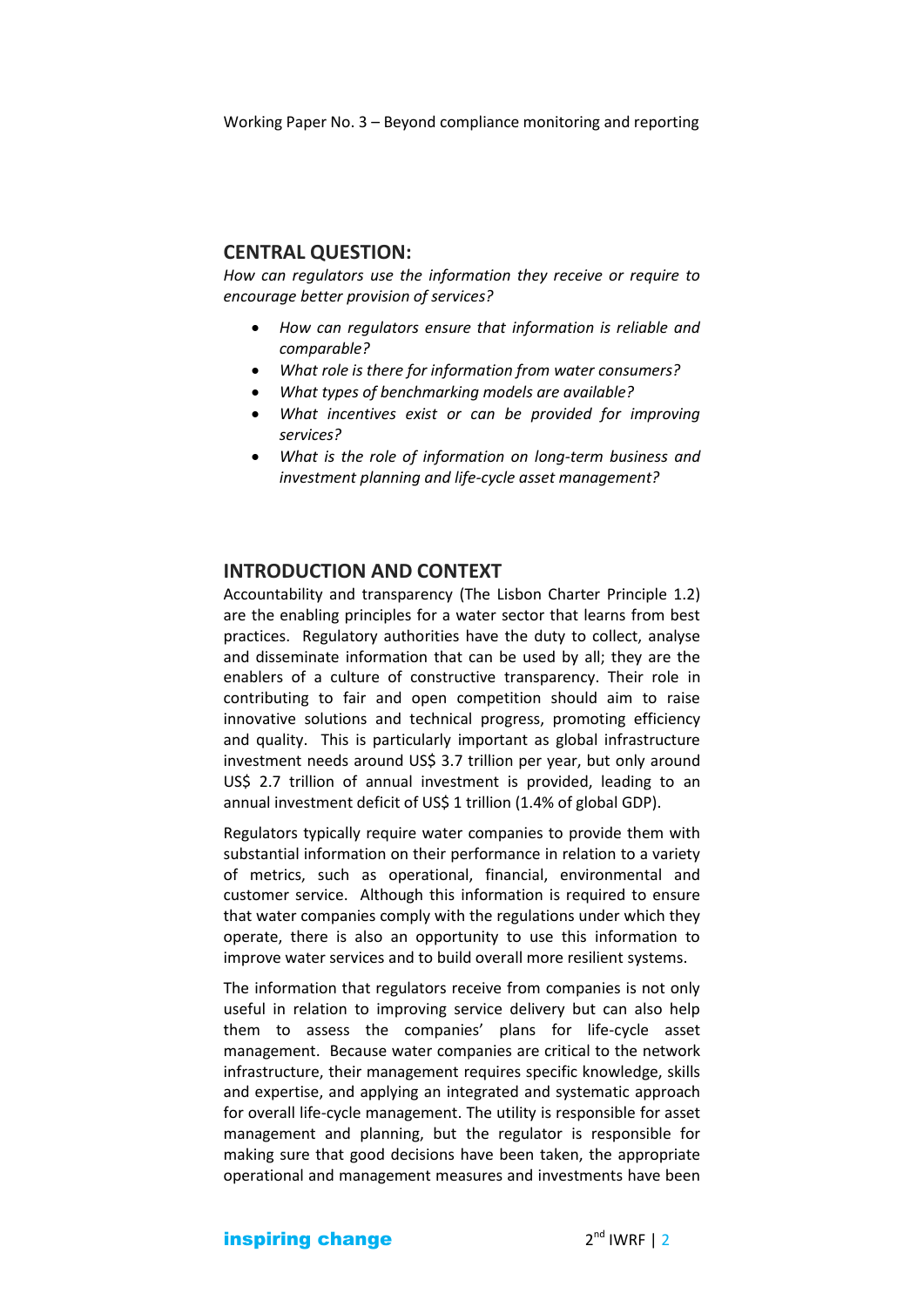## CENTRAL QUESTION:

*How can regulators use the information they receive or require to encourage better provision of services?*

- *How can regulators ensure that information is reliable and comparable?*
- *What role is there for information from water consumers?*
- *What types of benchmarking models are available?*
- *What incentives exist or can be provided for improving services?*
- *What is the role of information on long-term business and investment planning and life-cycle asset management?*

## INTRODUCTION AND CONTEXT

Accountability and transparency (The Lisbon Charter Principle 1.2) are the enabling principles for a water sector that learns from best practices. Regulatory authorities have the duty to collect, analyse and disseminate information that can be used by all; they are the enablers of a culture of constructive transparency. Their role in contributing to fair and open competition should aim to raise innovative solutions and technical progress, promoting efficiency and quality. This is particularly important as global infrastructure investment needs around US$ 3.7 trillion per year, but only around US$ 2.7 trillion of annual investment is provided, leading to an annual investment deficit of US$ 1 trillion (1.4% of global GDP).

Regulators typically require water companies to provide them with substantial information on their performance in relation to a variety of metrics, such as operational, financial, environmental and customer service. Although this information is required to ensure that water companies comply with the regulations under which they operate, there is also an opportunity to use this information to improve water services and to build overall more resilient systems.

The information that regulators receive from companies is not only useful in relation to improving service delivery but can also help them to assess the companies' plans for life-cycle asset management. Because water companies are critical to the network infrastructure, their management requires specific knowledge, skills and expertise, and applying an integrated and systematic approach for overall life-cycle management. The utility is responsible for asset management and planning, but the regulator is responsible for making sure that good decisions have been taken, the appropriate operational and management measures and investments have been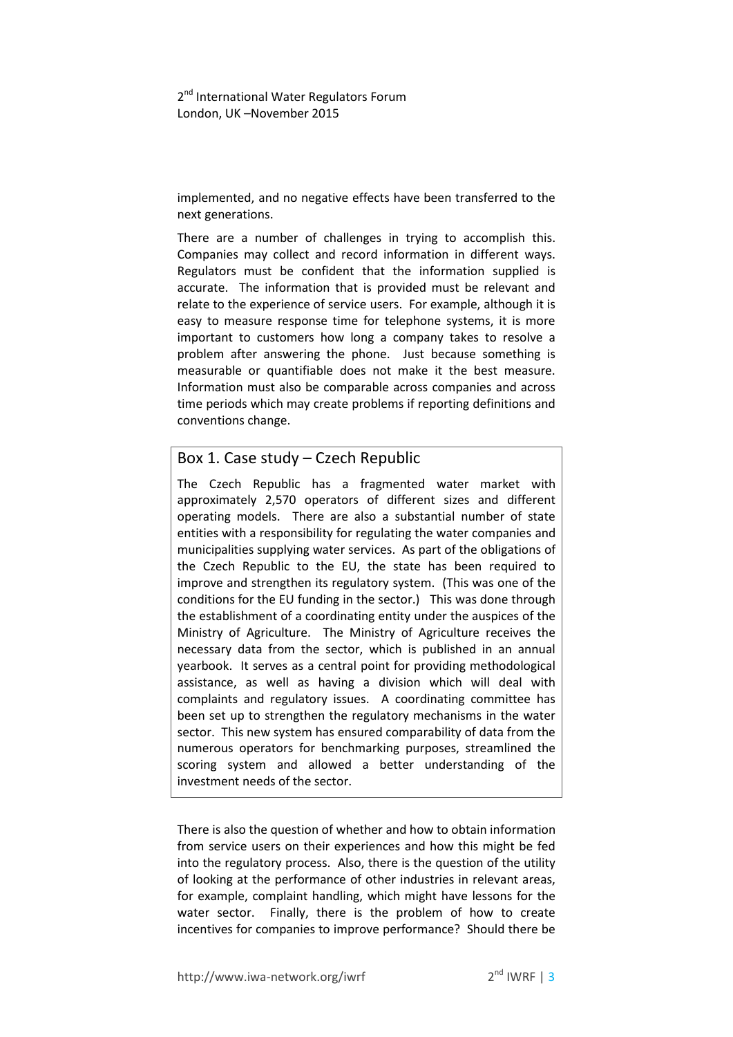implemented, and no negative effects have been transferred to the next generations.

There are a number of challenges in trying to accomplish this. Companies may collect and record information in different ways. Regulators must be confident that the information supplied is accurate. The information that is provided must be relevant and relate to the experience of service users. For example, although it is easy to measure response time for telephone systems, it is more important to customers how long a company takes to resolve a problem after answering the phone. Just because something is measurable or quantifiable does not make it the best measure. Information must also be comparable across companies and across time periods which may create problems if reporting definitions and conventions change.

> ### Box 1. Case study – Czech Republic
>
> The Czech Republic has a fragmented water market with approximately 2,570 operators of different sizes and different operating models. There are also a substantial number of state entities with a responsibility for regulating the water companies and municipalities supplying water services. As part of the obligations of the Czech Republic to the EU, the state has been required to improve and strengthen its regulatory system. (This was one of the conditions for the EU funding in the sector.) This was done through the establishment of a coordinating entity under the auspices of the Ministry of Agriculture. The Ministry of Agriculture receives the necessary data from the sector, which is published in an annual yearbook. It serves as a central point for providing methodological assistance, as well as having a division which will deal with complaints and regulatory issues. A coordinating committee has been set up to strengthen the regulatory mechanisms in the water sector. This new system has ensured comparability of data from the numerous operators for benchmarking purposes, streamlined the scoring system and allowed a better understanding of the investment needs of the sector.

There is also the question of whether and how to obtain information from service users on their experiences and how this might be fed into the regulatory process. Also, there is the question of the utility of looking at the performance of other industries in relevant areas, for example, complaint handling, which might have lessons for the water sector. Finally, there is the problem of how to create incentives for companies to improve performance? Should there be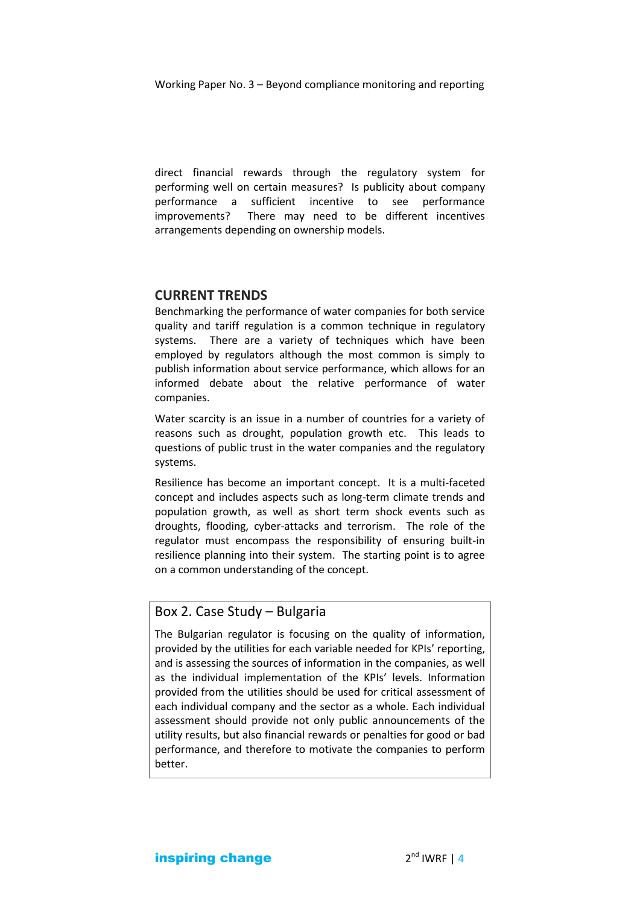direct financial rewards through the regulatory system for performing well on certain measures? Is publicity about company performance a sufficient incentive to see performance improvements? There may need to be different incentives arrangements depending on ownership models.

## CURRENT TRENDS

Benchmarking the performance of water companies for both service quality and tariff regulation is a common technique in regulatory systems. There are a variety of techniques which have been employed by regulators although the most common is simply to publish information about service performance, which allows for an informed debate about the relative performance of water companies.

Water scarcity is an issue in a number of countries for a variety of reasons such as drought, population growth etc. This leads to questions of public trust in the water companies and the regulatory systems.

Resilience has become an important concept. It is a multi-faceted concept and includes aspects such as long-term climate trends and population growth, as well as short term shock events such as droughts, flooding, cyber-attacks and terrorism. The role of the regulator must encompass the responsibility of ensuring built-in resilience planning into their system. The starting point is to agree on a common understanding of the concept.

### Box 2. Case Study – Bulgaria

The Bulgarian regulator is focusing on the quality of information, provided by the utilities for each variable needed for KPIs' reporting, and is assessing the sources of information in the companies, as well as the individual implementation of the KPIs' levels. Information provided from the utilities should be used for critical assessment of each individual company and the sector as a whole. Each individual assessment should provide not only public announcements of the utility results, but also financial rewards or penalties for good or bad performance, and therefore to motivate the companies to perform better.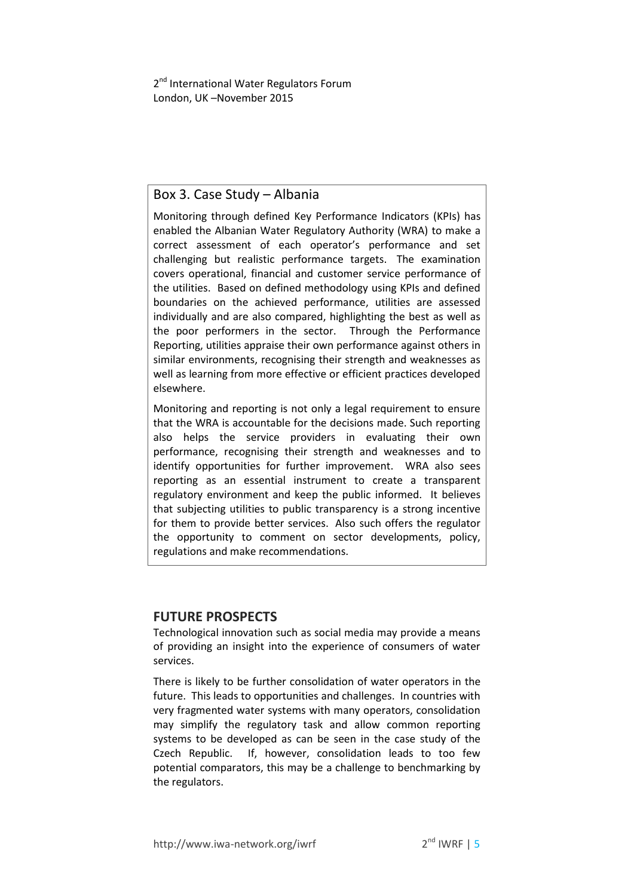### Box 3. Case Study – Albania

Monitoring through defined Key Performance Indicators (KPIs) has enabled the Albanian Water Regulatory Authority (WRA) to make a correct assessment of each operator's performance and set challenging but realistic performance targets. The examination covers operational, financial and customer service performance of the utilities. Based on defined methodology using KPIs and defined boundaries on the achieved performance, utilities are assessed individually and are also compared, highlighting the best as well as the poor performers in the sector. Through the Performance Reporting, utilities appraise their own performance against others in similar environments, recognising their strength and weaknesses as well as learning from more effective or efficient practices developed elsewhere.

Monitoring and reporting is not only a legal requirement to ensure that the WRA is accountable for the decisions made. Such reporting also helps the service providers in evaluating their own performance, recognising their strength and weaknesses and to identify opportunities for further improvement. WRA also sees reporting as an essential instrument to create a transparent regulatory environment and keep the public informed. It believes that subjecting utilities to public transparency is a strong incentive for them to provide better services. Also such offers the regulator the opportunity to comment on sector developments, policy, regulations and make recommendations.

## FUTURE PROSPECTS

Technological innovation such as social media may provide a means of providing an insight into the experience of consumers of water services.

There is likely to be further consolidation of water operators in the future. This leads to opportunities and challenges. In countries with very fragmented water systems with many operators, consolidation may simplify the regulatory task and allow common reporting systems to be developed as can be seen in the case study of the Czech Republic. If, however, consolidation leads to too few potential comparators, this may be a challenge to benchmarking by the regulators.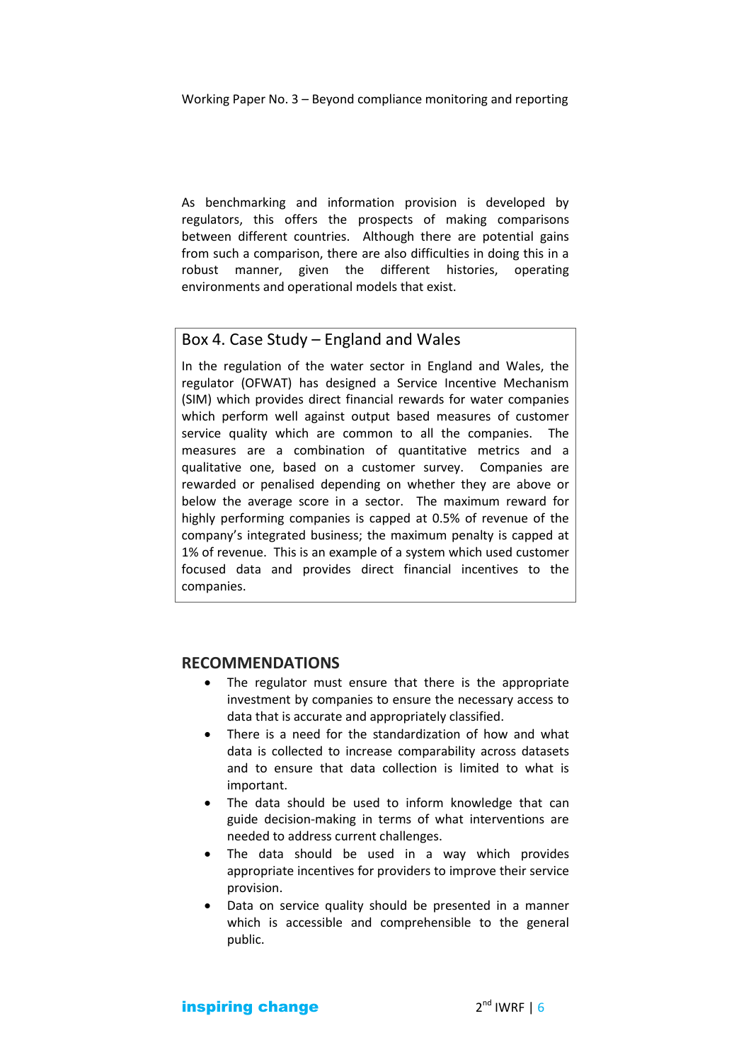As benchmarking and information provision is developed by regulators, this offers the prospects of making comparisons between different countries. Although there are potential gains from such a comparison, there are also difficulties in doing this in a robust manner, given the different histories, operating environments and operational models that exist.

> **Box 4. Case Study – England and Wales**
>
> In the regulation of the water sector in England and Wales, the regulator (OFWAT) has designed a Service Incentive Mechanism (SIM) which provides direct financial rewards for water companies which perform well against output based measures of customer service quality which are common to all the companies. The measures are a combination of quantitative metrics and a qualitative one, based on a customer survey. Companies are rewarded or penalised depending on whether they are above or below the average score in a sector. The maximum reward for highly performing companies is capped at 0.5% of revenue of the company's integrated business; the maximum penalty is capped at 1% of revenue. This is an example of a system which used customer focused data and provides direct financial incentives to the companies.

## RECOMMENDATIONS

- The regulator must ensure that there is the appropriate investment by companies to ensure the necessary access to data that is accurate and appropriately classified.
- There is a need for the standardization of how and what data is collected to increase comparability across datasets and to ensure that data collection is limited to what is important.
- The data should be used to inform knowledge that can guide decision-making in terms of what interventions are needed to address current challenges.
- The data should be used in a way which provides appropriate incentives for providers to improve their service provision.
- Data on service quality should be presented in a manner which is accessible and comprehensible to the general public.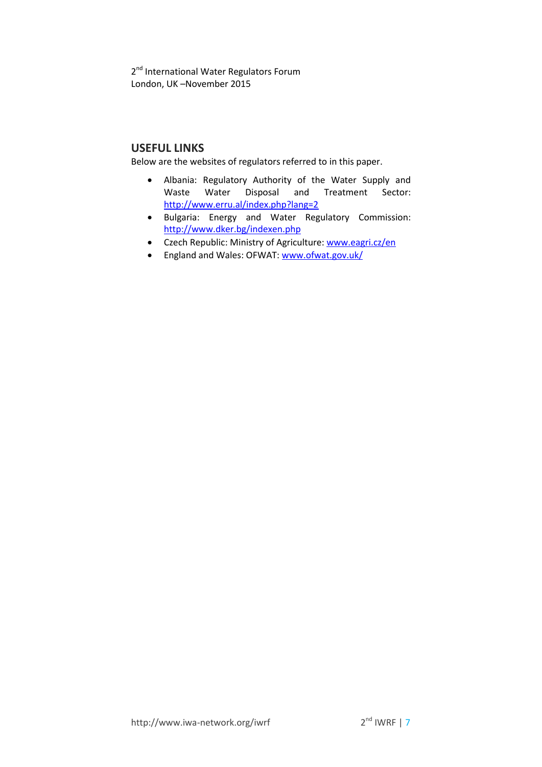## USEFUL LINKS

Below are the websites of regulators referred to in this paper.

- Albania: Regulatory Authority of the Water Supply and Waste Water Disposal and Treatment Sector: http://www.erru.al/index.php?lang=2
- Bulgaria: Energy and Water Regulatory Commission: http://www.dker.bg/indexen.php
- Czech Republic: Ministry of Agriculture: www.eagri.cz/en
- England and Wales: OFWAT: www.ofwat.gov.uk/